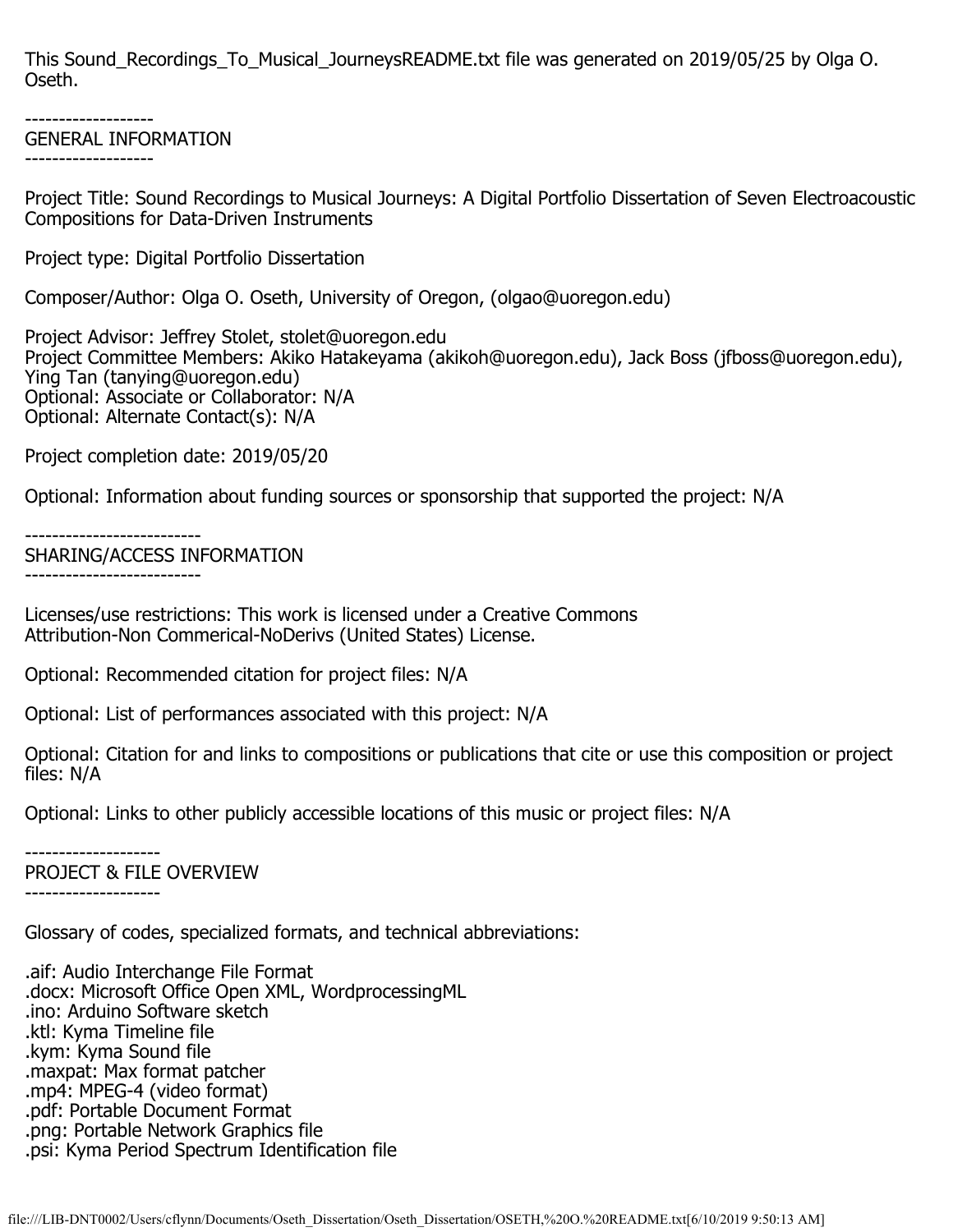This Sound_Recordings_To_Musical_JourneysREADME.txt file was generated on 2019/05/25 by Olga O. Oseth.

-------------------
GENERAL INFORMATION
-------------------

Project Title: Sound Recordings to Musical Journeys: A Digital Portfolio Dissertation of Seven Electroacoustic Compositions for Data-Driven Instruments

Project type: Digital Portfolio Dissertation

Composer/Author: Olga O. Oseth, University of Oregon, (olgao@uoregon.edu)

Project Advisor: Jeffrey Stolet, stolet@uoregon.edu
Project Committee Members: Akiko Hatakeyama (akikoh@uoregon.edu), Jack Boss (jfboss@uoregon.edu), Ying Tan (tanying@uoregon.edu)
Optional: Associate or Collaborator: N/A
Optional: Alternate Contact(s): N/A

Project completion date: 2019/05/20

Optional: Information about funding sources or sponsorship that supported the project: N/A

--------------------------
SHARING/ACCESS INFORMATION
--------------------------

Licenses/use restrictions: This work is licensed under a Creative Commons Attribution-Non Commerical-NoDerivs (United States) License.

Optional: Recommended citation for project files: N/A

Optional: List of performances associated with this project: N/A

Optional: Citation for and links to compositions or publications that cite or use this composition or project files: N/A

Optional: Links to other publicly accessible locations of this music or project files: N/A

--------------------
PROJECT & FILE OVERVIEW
--------------------

Glossary of codes, specialized formats, and technical abbreviations:

.aif: Audio Interchange File Format
.docx: Microsoft Office Open XML, WordprocessingML
.ino: Arduino Software sketch
.ktl: Kyma Timeline file
.kym: Kyma Sound file
.maxpat: Max format patcher
.mp4: MPEG-4 (video format)
.pdf: Portable Document Format
.png: Portable Network Graphics file
.psi: Kyma Period Spectrum Identification file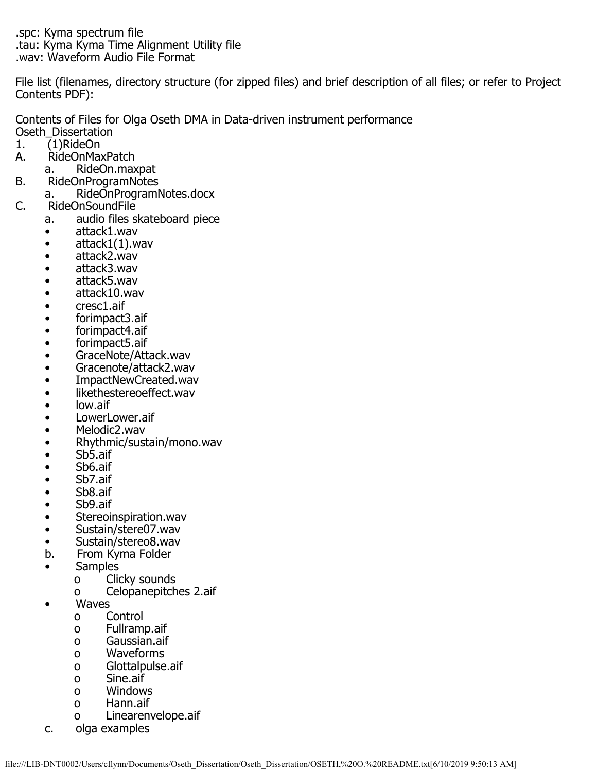.spc: Kyma spectrum file
.tau: Kyma Kyma Time Alignment Utility file
.wav: Waveform Audio File Format

File list (filenames, directory structure (for zipped files) and brief description of all files; or refer to Project Contents PDF):

Contents of Files for Olga Oseth DMA in Data-driven instrument performance
Oseth_Dissertation

1. (1)RideOn
   - A. RideOnMaxPatch
     - a. RideOn.maxpat
   - B. RideOnProgramNotes
     - a. RideOnProgramNotes.docx
   - C. RideOnSoundFile
     - a. audio files skateboard piece
       - attack1.wav
       - attack1(1).wav
       - attack2.wav
       - attack3.wav
       - attack5.wav
       - attack10.wav
       - cresc1.aif
       - forimpact3.aif
       - forimpact4.aif
       - forimpact5.aif
       - GraceNote/Attack.wav
       - Gracenote/attack2.wav
       - ImpactNewCreated.wav
       - likethestereoeffect.wav
       - low.aif
       - LowerLower.aif
       - Melodic2.wav
       - Rhythmic/sustain/mono.wav
       - Sb5.aif
       - Sb6.aif
       - Sb7.aif
       - Sb8.aif
       - Sb9.aif
       - Stereoinspiration.wav
       - Sustain/stere07.wav
       - Sustain/stereo8.wav
     - b. From Kyma Folder
       - Samples
         - o Clicky sounds
         - o Celopanepitches 2.aif
       - Waves
         - o Control
         - o Fullramp.aif
         - o Gaussian.aif
         - o Waveforms
         - o Glottalpulse.aif
         - o Sine.aif
         - o Windows
         - o Hann.aif
         - o Linearenvelope.aif
     - c. olga examples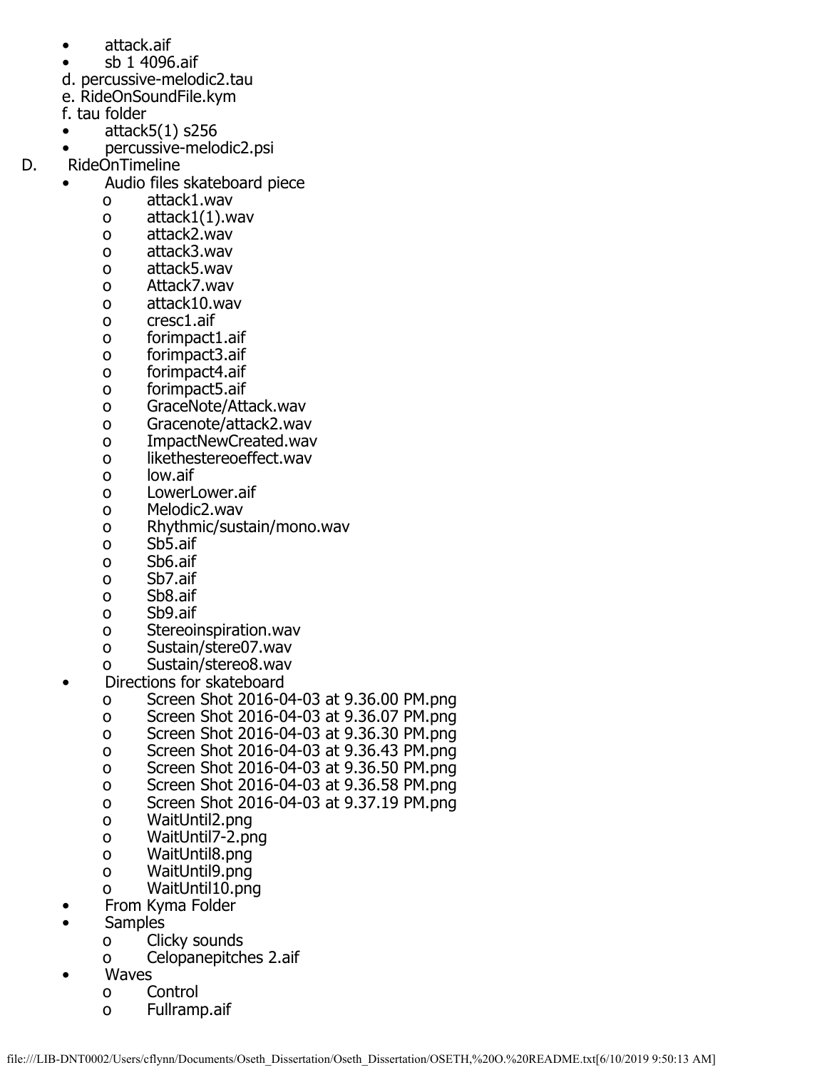- attack.aif
- sb 1 4096.aif

d. percussive-melodic2.tau
e. RideOnSoundFile.kym
f. tau folder

- attack5(1) s256
- percussive-melodic2.psi

D. RideOnTimeline

- Audio files skateboard piece
  - attack1.wav
  - attack1(1).wav
  - attack2.wav
  - attack3.wav
  - attack5.wav
  - Attack7.wav
  - attack10.wav
  - cresc1.aif
  - forimpact1.aif
  - forimpact3.aif
  - forimpact4.aif
  - forimpact5.aif
  - GraceNote/Attack.wav
  - Gracenote/attack2.wav
  - ImpactNewCreated.wav
  - likethestereoeffect.wav
  - low.aif
  - LowerLower.aif
  - Melodic2.wav
  - Rhythmic/sustain/mono.wav
  - Sb5.aif
  - Sb6.aif
  - Sb7.aif
  - Sb8.aif
  - Sb9.aif
  - Stereoinspiration.wav
  - Sustain/stere07.wav
  - Sustain/stereo8.wav
- Directions for skateboard
  - Screen Shot 2016-04-03 at 9.36.00 PM.png
  - Screen Shot 2016-04-03 at 9.36.07 PM.png
  - Screen Shot 2016-04-03 at 9.36.30 PM.png
  - Screen Shot 2016-04-03 at 9.36.43 PM.png
  - Screen Shot 2016-04-03 at 9.36.50 PM.png
  - Screen Shot 2016-04-03 at 9.36.58 PM.png
  - Screen Shot 2016-04-03 at 9.37.19 PM.png
  - WaitUntil2.png
  - WaitUntil7-2.png
  - WaitUntil8.png
  - WaitUntil9.png
  - WaitUntil10.png
- From Kyma Folder
- Samples
  - Clicky sounds
  - Celopanepitches 2.aif
- Waves
  - Control
  - Fullramp.aif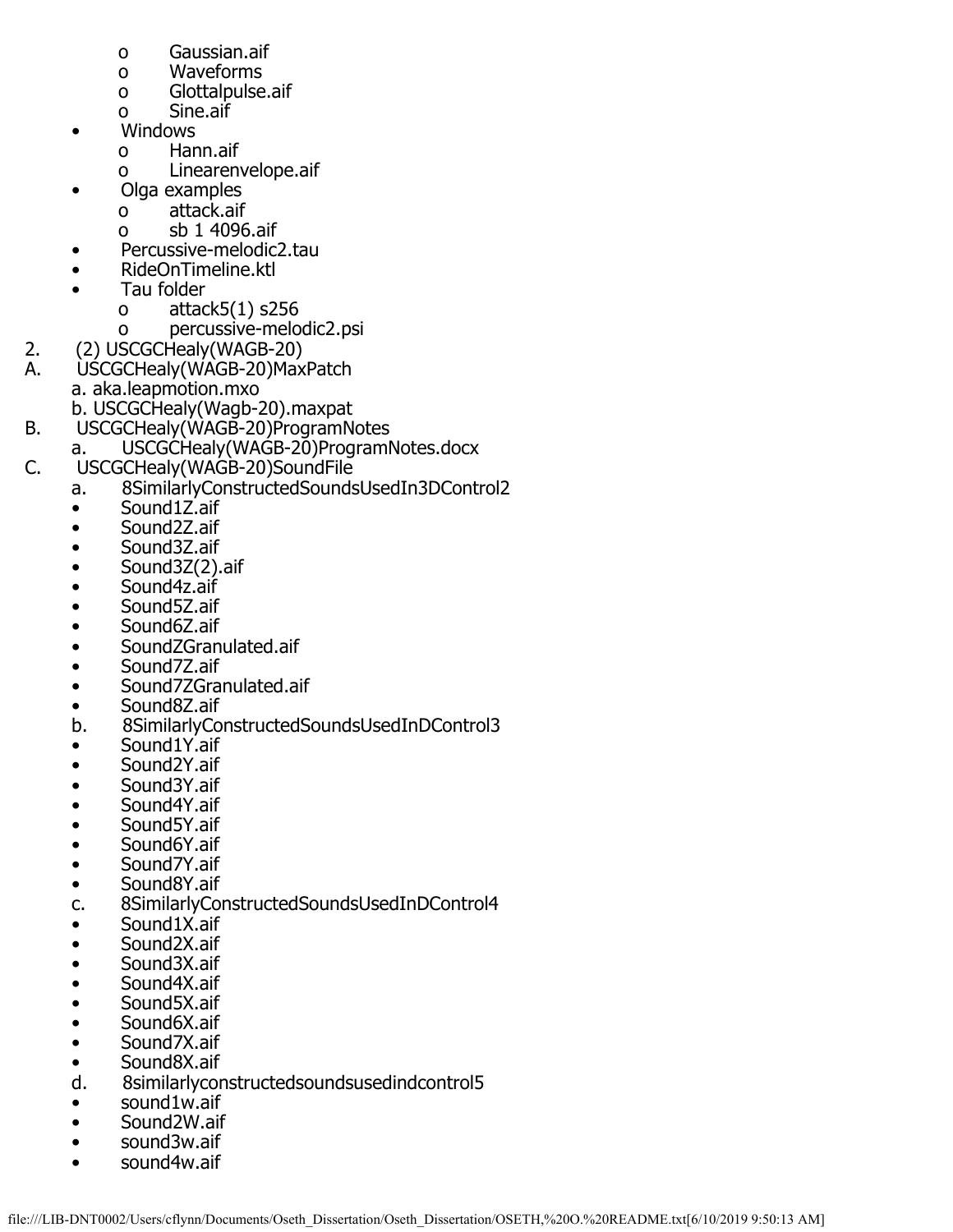- Gaussian.aif
  - Waveforms
  - Glottalpulse.aif
  - Sine.aif
- Windows
  - Hann.aif
  - Linearenvelope.aif
- Olga examples
  - attack.aif
  - sb 1 4096.aif
- Percussive-melodic2.tau
- RideOnTimeline.ktl
- Tau folder
  - attack5(1) s256
  - percussive-melodic2.psi

2. (2) USCGCHealy(WAGB-20)

A. USCGCHealy(WAGB-20)MaxPatch
   a. aka.leapmotion.mxo
   b. USCGCHealy(Wagb-20).maxpat

B. USCGCHealy(WAGB-20)ProgramNotes
   a. USCGCHealy(WAGB-20)ProgramNotes.docx

C. USCGCHealy(WAGB-20)SoundFile
   a. 8SimilarlyConstructedSoundsUsedIn3DControl2
   - Sound1Z.aif
   - Sound2Z.aif
   - Sound3Z.aif
   - Sound3Z(2).aif
   - Sound4z.aif
   - Sound5Z.aif
   - Sound6Z.aif
   - SoundZGranulated.aif
   - Sound7Z.aif
   - Sound7ZGranulated.aif
   - Sound8Z.aif

   b. 8SimilarlyConstructedSoundsUsedInDControl3
   - Sound1Y.aif
   - Sound2Y.aif
   - Sound3Y.aif
   - Sound4Y.aif
   - Sound5Y.aif
   - Sound6Y.aif
   - Sound7Y.aif
   - Sound8Y.aif

   c. 8SimilarlyConstructedSoundsUsedInDControl4
   - Sound1X.aif
   - Sound2X.aif
   - Sound3X.aif
   - Sound4X.aif
   - Sound5X.aif
   - Sound6X.aif
   - Sound7X.aif
   - Sound8X.aif

   d. 8similarlyconstructedsoundsusedindcontrol5
   - sound1w.aif
   - Sound2W.aif
   - sound3w.aif
   - sound4w.aif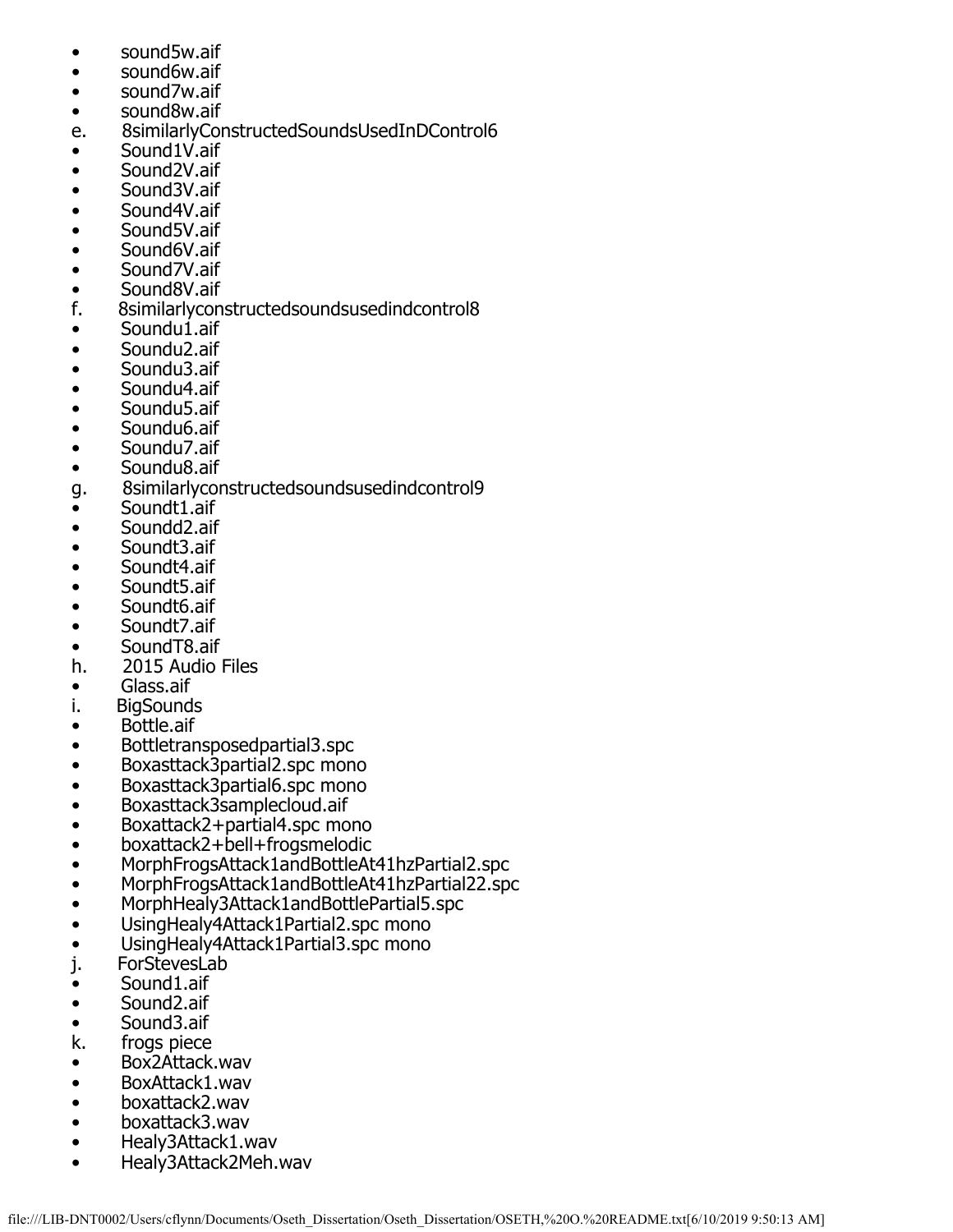- sound5w.aif
- sound6w.aif
- sound7w.aif
- sound8w.aif

e. 8similarlyConstructedSoundsUsedInDControl6

- Sound1V.aif
- Sound2V.aif
- Sound3V.aif
- Sound4V.aif
- Sound5V.aif
- Sound6V.aif
- Sound7V.aif
- Sound8V.aif

f. 8similarlyconstructedsoundsusedindcontrol8

- Soundu1.aif
- Soundu2.aif
- Soundu3.aif
- Soundu4.aif
- Soundu5.aif
- Soundu6.aif
- Soundu7.aif
- Soundu8.aif

g. 8similarlyconstructedsoundsusedindcontrol9

- Soundt1.aif
- Soundd2.aif
- Soundt3.aif
- Soundt4.aif
- Soundt5.aif
- Soundt6.aif
- Soundt7.aif
- SoundT8.aif

h. 2015 Audio Files

- Glass.aif

i. BigSounds

- Bottle.aif
- Bottletransposedpartial3.spc
- Boxasttack3partial2.spc mono
- Boxasttack3partial6.spc mono
- Boxasttack3samplecloud.aif
- Boxattack2+partial4.spc mono
- boxattack2+bell+frogsmelodic
- MorphFrogsAttack1andBottleAt41hzPartial2.spc
- MorphFrogsAttack1andBottleAt41hzPartial22.spc
- MorphHealy3Attack1andBottlePartial5.spc
- UsingHealy4Attack1Partial2.spc mono
- UsingHealy4Attack1Partial3.spc mono

j. ForStevesLab

- Sound1.aif
- Sound2.aif
- Sound3.aif

k. frogs piece

- Box2Attack.wav
- BoxAttack1.wav
- boxattack2.wav
- boxattack3.wav
- Healy3Attack1.wav
- Healy3Attack2Meh.wav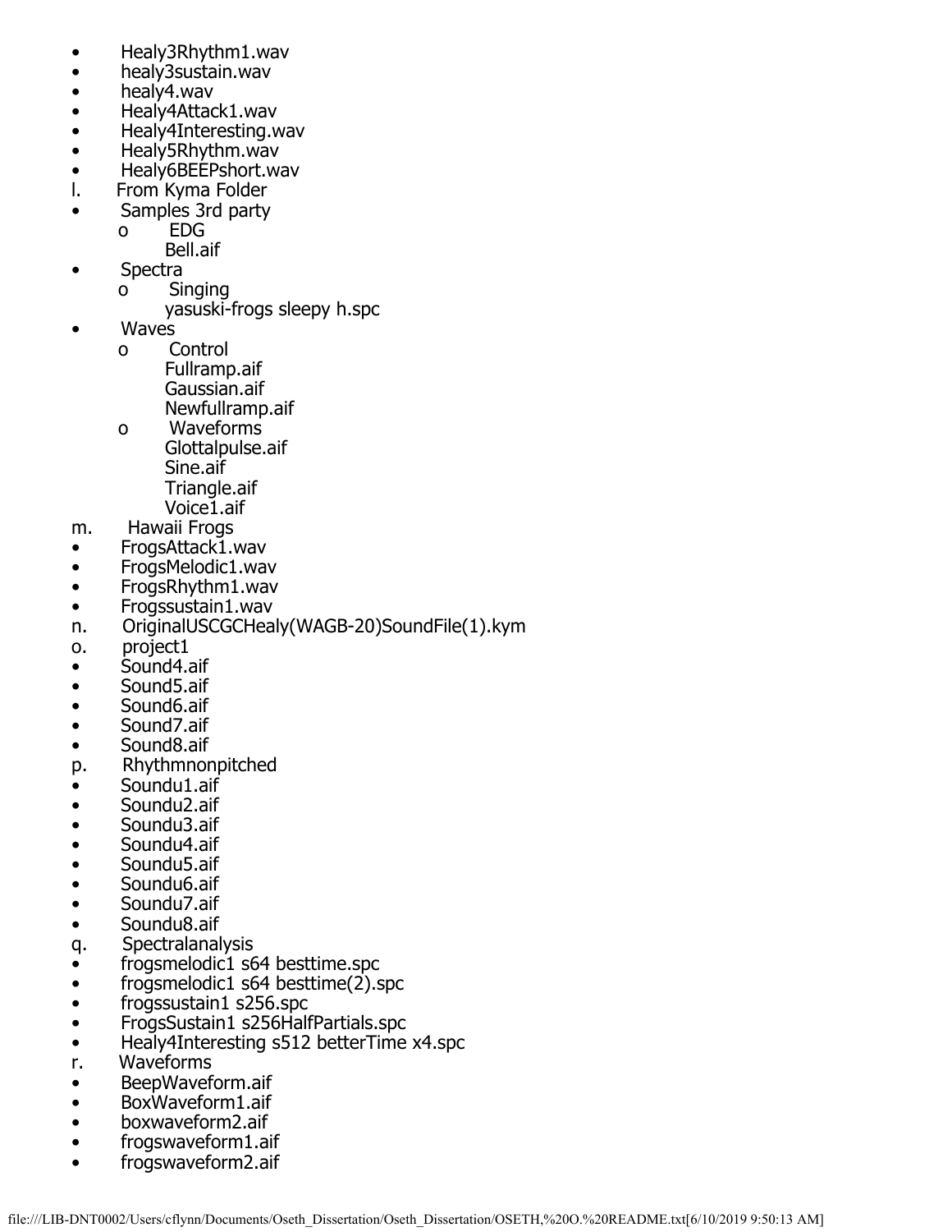- Healy3Rhythm1.wav
- healy3sustain.wav
- healy4.wav
- Healy4Attack1.wav
- Healy4Interesting.wav
- Healy5Rhythm.wav
- Healy6BEEPshort.wav

l. From Kyma Folder

- Samples 3rd party
  - EDG
    - Bell.aif
- Spectra
  - Singing
    - yasuski-frogs sleepy h.spc
- Waves
  - Control
    - Fullramp.aif
    - Gaussian.aif
    - Newfullramp.aif
  - Waveforms
    - Glottalpulse.aif
    - Sine.aif
    - Triangle.aif
    - Voice1.aif

m. Hawaii Frogs

- FrogsAttack1.wav
- FrogsMelodic1.wav
- FrogsRhythm1.wav
- Frogssustain1.wav

n. OriginalUSCGCHealy(WAGB-20)SoundFile(1).kym

o. project1

- Sound4.aif
- Sound5.aif
- Sound6.aif
- Sound7.aif
- Sound8.aif

p. Rhythmnonpitched

- Soundu1.aif
- Soundu2.aif
- Soundu3.aif
- Soundu4.aif
- Soundu5.aif
- Soundu6.aif
- Soundu7.aif
- Soundu8.aif

q. Spectralanalysis

- frogsmelodic1 s64 besttime.spc
- frogsmelodic1 s64 besttime(2).spc
- frogssustain1 s256.spc
- FrogsSustain1 s256HalfPartials.spc
- Healy4Interesting s512 betterTime x4.spc

r. Waveforms

- BeepWaveform.aif
- BoxWaveform1.aif
- boxwaveform2.aif
- frogswaveform1.aif
- frogswaveform2.aif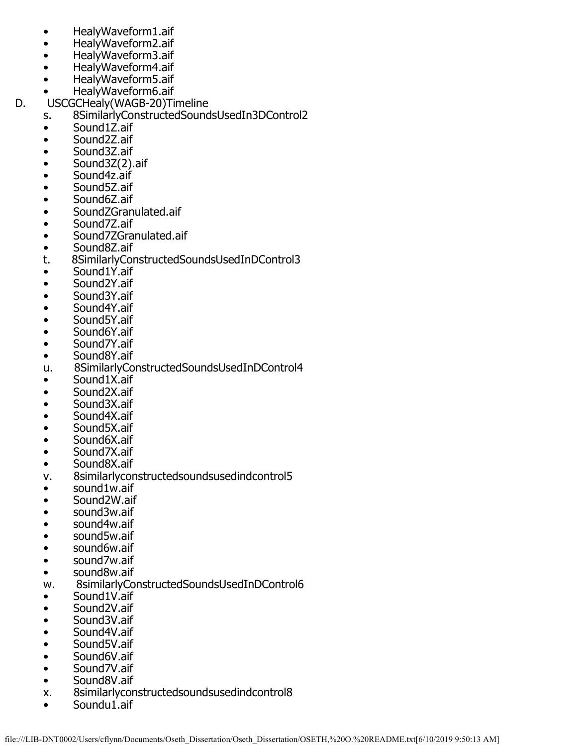- HealyWaveform1.aif
- HealyWaveform2.aif
- HealyWaveform3.aif
- HealyWaveform4.aif
- HealyWaveform5.aif
- HealyWaveform6.aif

D. USCGCHealy(WAGB-20)Timeline

s. 8SimilarlyConstructedSoundsUsedIn3DControl2

- Sound1Z.aif
- Sound2Z.aif
- Sound3Z.aif
- Sound3Z(2).aif
- Sound4z.aif
- Sound5Z.aif
- Sound6Z.aif
- SoundZGranulated.aif
- Sound7Z.aif
- Sound7ZGranulated.aif
- Sound8Z.aif

t. 8SimilarlyConstructedSoundsUsedInDControl3

- Sound1Y.aif
- Sound2Y.aif
- Sound3Y.aif
- Sound4Y.aif
- Sound5Y.aif
- Sound6Y.aif
- Sound7Y.aif
- Sound8Y.aif

u. 8SimilarlyConstructedSoundsUsedInDControl4

- Sound1X.aif
- Sound2X.aif
- Sound3X.aif
- Sound4X.aif
- Sound5X.aif
- Sound6X.aif
- Sound7X.aif
- Sound8X.aif

v. 8similarlyconstructedsoundsusedindcontrol5

- sound1w.aif
- Sound2W.aif
- sound3w.aif
- sound4w.aif
- sound5w.aif
- sound6w.aif
- sound7w.aif
- sound8w.aif

w. 8similarlyConstructedSoundsUsedInDControl6

- Sound1V.aif
- Sound2V.aif
- Sound3V.aif
- Sound4V.aif
- Sound5V.aif
- Sound6V.aif
- Sound7V.aif
- Sound8V.aif

x. 8similarlyconstructedsoundsusedindcontrol8

- Soundu1.aif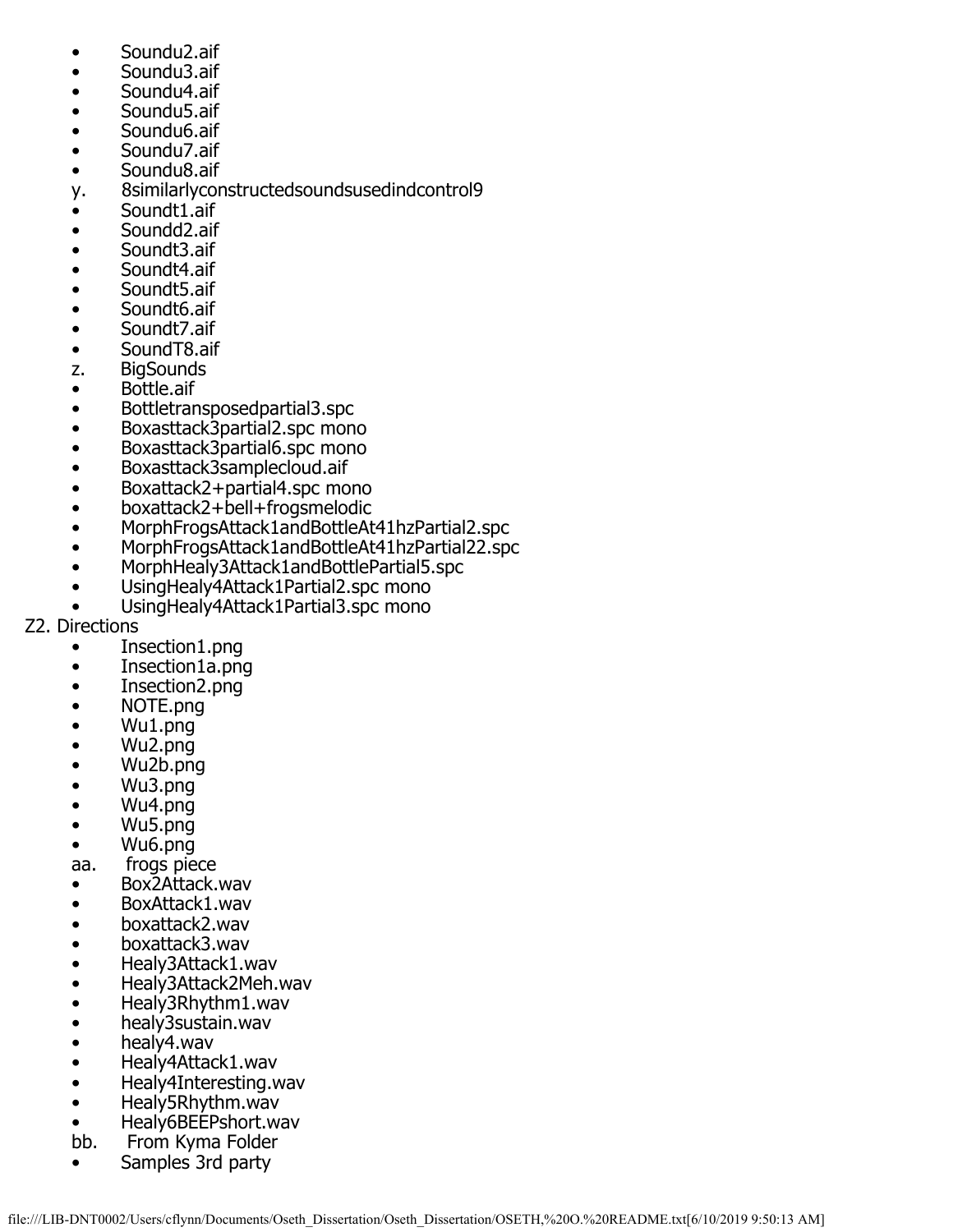- Soundu2.aif
- Soundu3.aif
- Soundu4.aif
- Soundu5.aif
- Soundu6.aif
- Soundu7.aif
- Soundu8.aif

y. 8similarlyconstructedsoundsusedindcontrol9

- Soundt1.aif
- Soundd2.aif
- Soundt3.aif
- Soundt4.aif
- Soundt5.aif
- Soundt6.aif
- Soundt7.aif
- SoundT8.aif

z. BigSounds

- Bottle.aif
- Bottletransposedpartial3.spc
- Boxasttack3partial2.spc mono
- Boxasttack3partial6.spc mono
- Boxasttack3samplecloud.aif
- Boxattack2+partial4.spc mono
- boxattack2+bell+frogsmelodic
- MorphFrogsAttack1andBottleAt41hzPartial2.spc
- MorphFrogsAttack1andBottleAt41hzPartial22.spc
- MorphHealy3Attack1andBottlePartial5.spc
- UsingHealy4Attack1Partial2.spc mono
- UsingHealy4Attack1Partial3.spc mono

Z2. Directions

- Insection1.png
- Insection1a.png
- Insection2.png
- NOTE.png
- Wu1.png
- Wu2.png
- Wu2b.png
- Wu3.png
- Wu4.png
- Wu5.png
- Wu6.png

aa. frogs piece

- Box2Attack.wav
- BoxAttack1.wav
- boxattack2.wav
- boxattack3.wav
- Healy3Attack1.wav
- Healy3Attack2Meh.wav
- Healy3Rhythm1.wav
- healy3sustain.wav
- healy4.wav
- Healy4Attack1.wav
- Healy4Interesting.wav
- Healy5Rhythm.wav
- Healy6BEEPshort.wav

bb. From Kyma Folder

- Samples 3rd party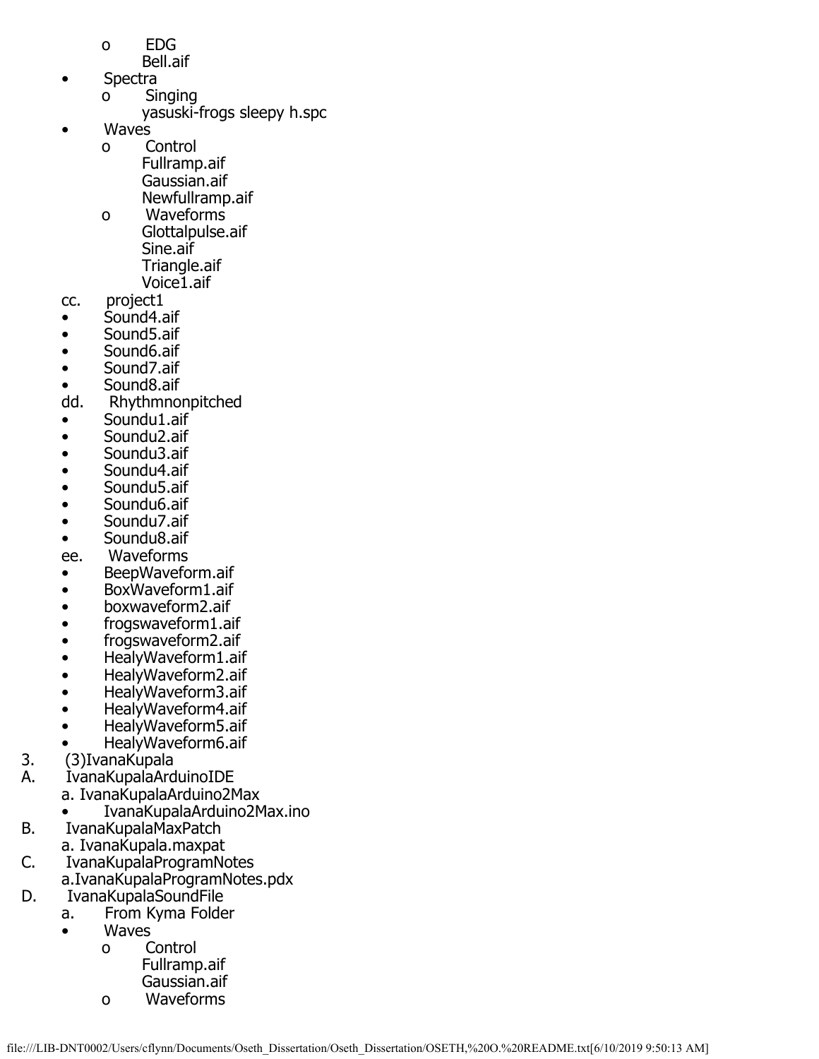- o EDG
  - Bell.aif
- Spectra
  - o Singing
    - yasuski-frogs sleepy h.spc
- Waves
  - o Control
    - Fullramp.aif
    - Gaussian.aif
    - Newfullramp.aif
  - o Waveforms
    - Glottalpulse.aif
    - Sine.aif
    - Triangle.aif
    - Voice1.aif

cc. project1
- Sound4.aif
- Sound5.aif
- Sound6.aif
- Sound7.aif
- Sound8.aif

dd. Rhythmnonpitched
- Soundu1.aif
- Soundu2.aif
- Soundu3.aif
- Soundu4.aif
- Soundu5.aif
- Soundu6.aif
- Soundu7.aif
- Soundu8.aif

ee. Waveforms
- BeepWaveform.aif
- BoxWaveform1.aif
- boxwaveform2.aif
- frogswaveform1.aif
- frogswaveform2.aif
- HealyWaveform1.aif
- HealyWaveform2.aif
- HealyWaveform3.aif
- HealyWaveform4.aif
- HealyWaveform5.aif
- HealyWaveform6.aif

3. (3)IvanaKupala

A. IvanaKupalaArduinoIDE
   a. IvanaKupalaArduino2Max
   - IvanaKupalaArduino2Max.ino

B. IvanaKupalaMaxPatch
   a. IvanaKupala.maxpat

C. IvanaKupalaProgramNotes
   a.IvanaKupalaProgramNotes.pdx

D. IvanaKupalaSoundFile
   a. From Kyma Folder
   - Waves
     - o Control
       - Fullramp.aif
       - Gaussian.aif
     - o Waveforms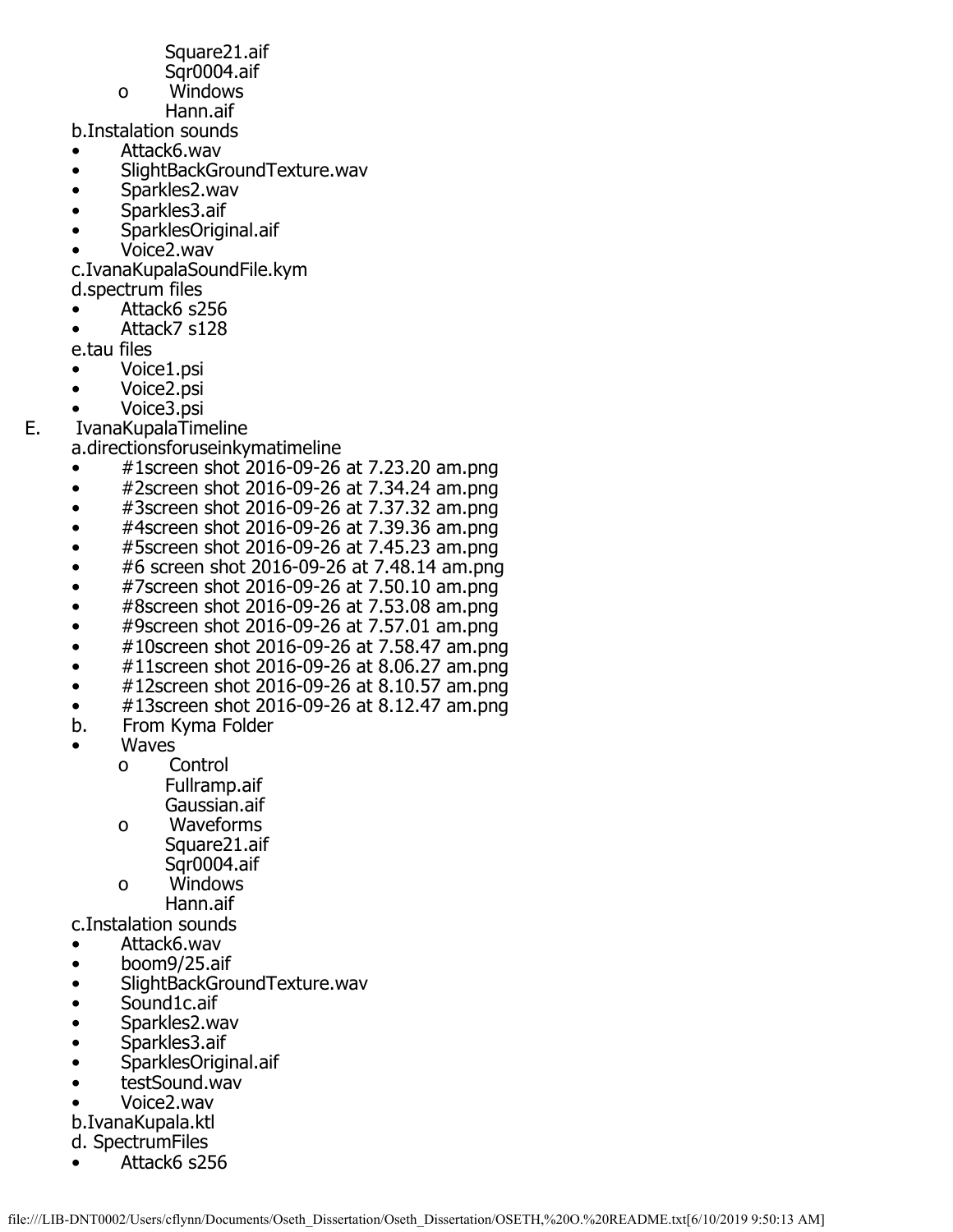Square21.aif
Sqr0004.aif
- o Windows
Hann.aif

b.Instalation sounds

- Attack6.wav
- SlightBackGroundTexture.wav
- Sparkles2.wav
- Sparkles3.aif
- SparklesOriginal.aif
- Voice2.wav

c.IvanaKupalaSoundFile.kym

d.spectrum files

- Attack6 s256
- Attack7 s128

e.tau files

- Voice1.psi
- Voice2.psi
- Voice3.psi

E. IvanaKupalaTimeline

a.directionsforuseinkymatimeline

- #1screen shot 2016-09-26 at 7.23.20 am.png
- #2screen shot 2016-09-26 at 7.34.24 am.png
- #3screen shot 2016-09-26 at 7.37.32 am.png
- #4screen shot 2016-09-26 at 7.39.36 am.png
- #5screen shot 2016-09-26 at 7.45.23 am.png
- #6 screen shot 2016-09-26 at 7.48.14 am.png
- #7screen shot 2016-09-26 at 7.50.10 am.png
- #8screen shot 2016-09-26 at 7.53.08 am.png
- #9screen shot 2016-09-26 at 7.57.01 am.png
- #10screen shot 2016-09-26 at 7.58.47 am.png
- #11screen shot 2016-09-26 at 8.06.27 am.png
- #12screen shot 2016-09-26 at 8.10.57 am.png
- #13screen shot 2016-09-26 at 8.12.47 am.png

b. From Kyma Folder

- Waves
  - o Control
    Fullramp.aif
    Gaussian.aif
  - o Waveforms
    Square21.aif
    Sqr0004.aif
  - o Windows
    Hann.aif

c.Instalation sounds

- Attack6.wav
- boom9/25.aif
- SlightBackGroundTexture.wav
- Sound1c.aif
- Sparkles2.wav
- Sparkles3.aif
- SparklesOriginal.aif
- testSound.wav
- Voice2.wav

b.IvanaKupala.ktl

d. SpectrumFiles

- Attack6 s256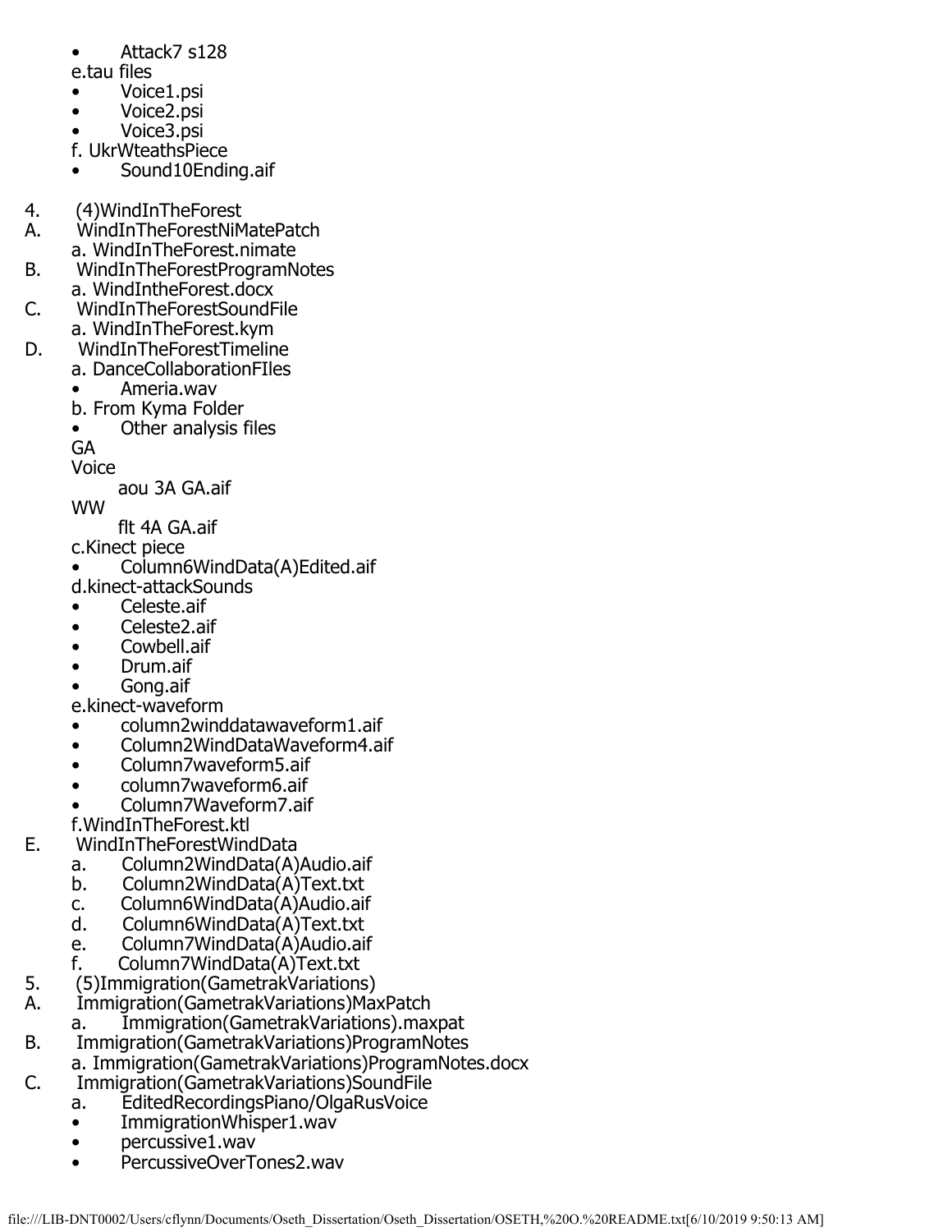- Attack7 s128

e.tau files

- Voice1.psi
- Voice2.psi
- Voice3.psi

f. UkrWteathsPiece

- Sound10Ending.aif

4. (4)WindInTheForest

A. WindInTheForestNiMatePatch

a. WindInTheForest.nimate

B. WindInTheForestProgramNotes

a. WindIntheForest.docx

C. WindInTheForestSoundFile

a. WindInTheForest.kym

D. WindInTheForestTimeline

a. DanceCollaborationFIles

- Ameria.wav

b. From Kyma Folder

- Other analysis files

GA

Voice

aou 3A GA.aif

WW

flt 4A GA.aif

c.Kinect piece

- Column6WindData(A)Edited.aif

d.kinect-attackSounds

- Celeste.aif
- Celeste2.aif
- Cowbell.aif
- Drum.aif
- Gong.aif

e.kinect-waveform

- column2winddatawaveform1.aif
- Column2WindDataWaveform4.aif
- Column7waveform5.aif
- column7waveform6.aif
- Column7Waveform7.aif

f.WindInTheForest.ktl

E. WindInTheForestWindData

a. Column2WindData(A)Audio.aif

b. Column2WindData(A)Text.txt

c. Column6WindData(A)Audio.aif

d. Column6WindData(A)Text.txt

e. Column7WindData(A)Audio.aif

f. Column7WindData(A)Text.txt

5. (5)Immigration(GametrakVariations)

A. Immigration(GametrakVariations)MaxPatch

a. Immigration(GametrakVariations).maxpat

B. Immigration(GametrakVariations)ProgramNotes

a. Immigration(GametrakVariations)ProgramNotes.docx

C. Immigration(GametrakVariations)SoundFile

a. EditedRecordingsPiano/OlgaRusVoice

- ImmigrationWhisper1.wav
- percussive1.wav
- PercussiveOverTones2.wav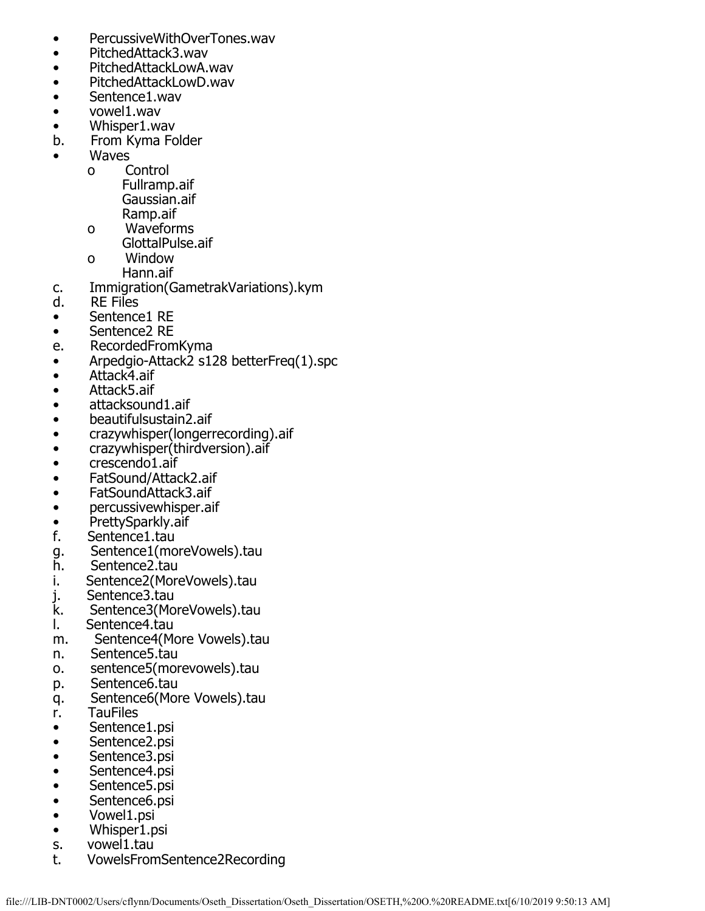- PercussiveWithOverTones.wav
- PitchedAttack3.wav
- PitchedAttackLowA.wav
- PitchedAttackLowD.wav
- Sentence1.wav
- vowel1.wav
- Whisper1.wav

b. From Kyma Folder

- Waves
  - o Control
    - Fullramp.aif
    - Gaussian.aif
    - Ramp.aif
  - o Waveforms
    - GlottalPulse.aif
  - o Window
    - Hann.aif

c. Immigration(GametrakVariations).kym

d. RE Files

- Sentence1 RE
- Sentence2 RE

e. RecordedFromKyma

- Arpedgio-Attack2 s128 betterFreq(1).spc
- Attack4.aif
- Attack5.aif
- attacksound1.aif
- beautifulsustain2.aif
- crazywhisper(longerrecording).aif
- crazywhisper(thirdversion).aif
- crescendo1.aif
- FatSound/Attack2.aif
- FatSoundAttack3.aif
- percussivewhisper.aif
- PrettySparkly.aif

f. Sentence1.tau

g. Sentence1(moreVowels).tau

h. Sentence2.tau

i. Sentence2(MoreVowels).tau

j. Sentence3.tau

k. Sentence3(MoreVowels).tau

l. Sentence4.tau

m. Sentence4(More Vowels).tau

n. Sentence5.tau

o. sentence5(morevowels).tau

p. Sentence6.tau

q. Sentence6(More Vowels).tau

r. TauFiles

- Sentence1.psi
- Sentence2.psi
- Sentence3.psi
- Sentence4.psi
- Sentence5.psi
- Sentence6.psi
- Vowel1.psi
- Whisper1.psi

s. vowel1.tau

t. VowelsFromSentence2Recording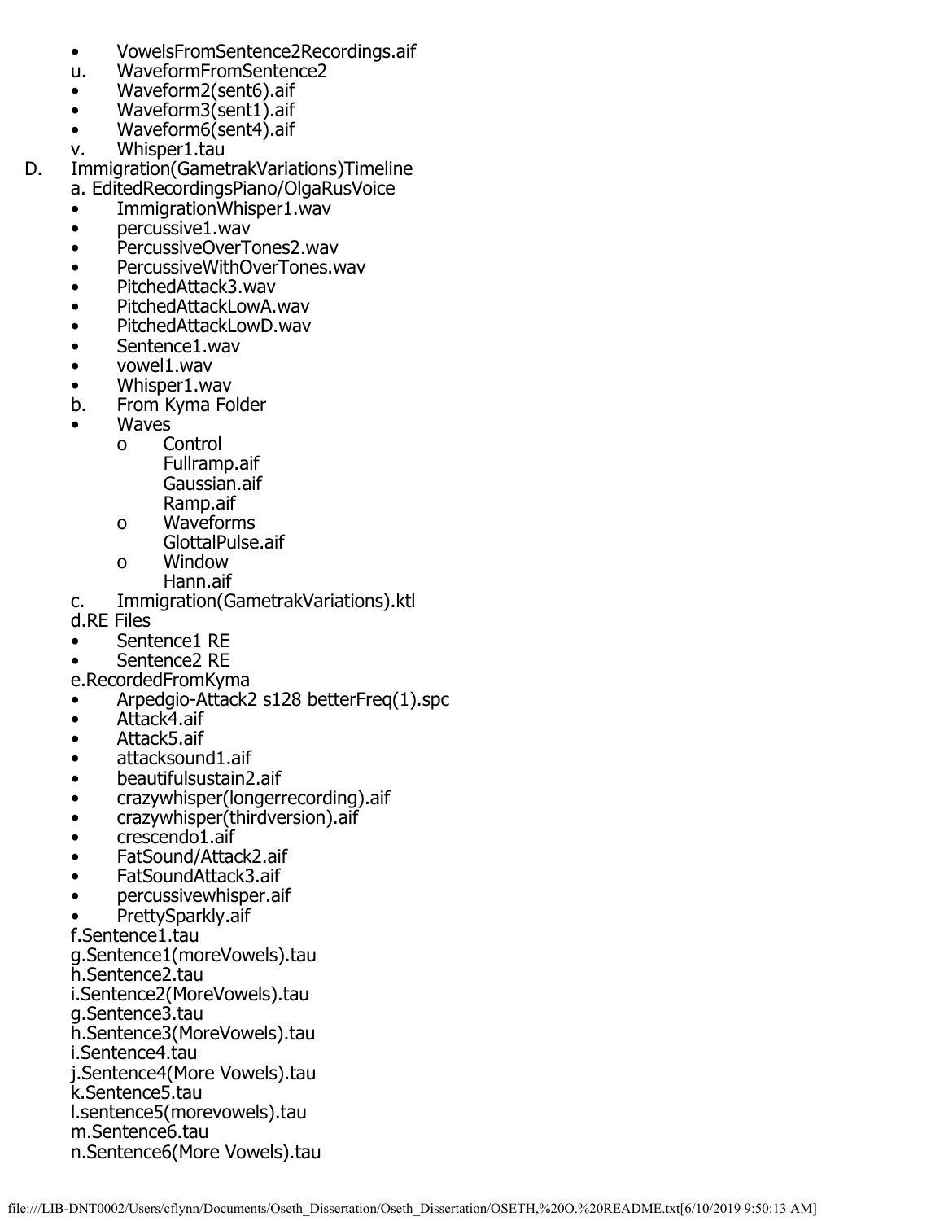- VowelsFromSentence2Recordings.aif

u. WaveformFromSentence2

- Waveform2(sent6).aif
- Waveform3(sent1).aif
- Waveform6(sent4).aif

v. Whisper1.tau

D. Immigration(GametrakVariations)Timeline

a. EditedRecordingsPiano/OlgaRusVoice

- ImmigrationWhisper1.wav
- percussive1.wav
- PercussiveOverTones2.wav
- PercussiveWithOverTones.wav
- PitchedAttack3.wav
- PitchedAttackLowA.wav
- PitchedAttackLowD.wav
- Sentence1.wav
- vowel1.wav
- Whisper1.wav

b. From Kyma Folder

- Waves
  - o Control
    - Fullramp.aif
    - Gaussian.aif
    - Ramp.aif
  - o Waveforms
    - GlottalPulse.aif
  - o Window
    - Hann.aif

c. Immigration(GametrakVariations).ktl

d.RE Files

- Sentence1 RE
- Sentence2 RE

e.RecordedFromKyma

- Arpedgio-Attack2 s128 betterFreq(1).spc
- Attack4.aif
- Attack5.aif
- attacksound1.aif
- beautifulsustain2.aif
- crazywhisper(longerrecording).aif
- crazywhisper(thirdversion).aif
- crescendo1.aif
- FatSound/Attack2.aif
- FatSoundAttack3.aif
- percussivewhisper.aif
- PrettySparkly.aif

f.Sentence1.tau
g.Sentence1(moreVowels).tau
h.Sentence2.tau
i.Sentence2(MoreVowels).tau
g.Sentence3.tau
h.Sentence3(MoreVowels).tau
i.Sentence4.tau
j.Sentence4(More Vowels).tau
k.Sentence5.tau
l.sentence5(morevowels).tau
m.Sentence6.tau
n.Sentence6(More Vowels).tau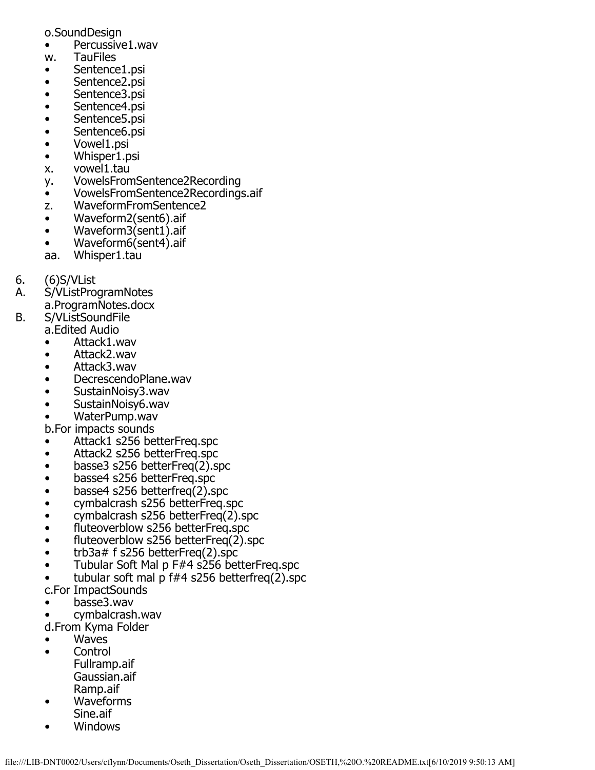o.SoundDesign

- Percussive1.wav

w. TauFiles

- Sentence1.psi
- Sentence2.psi
- Sentence3.psi
- Sentence4.psi
- Sentence5.psi
- Sentence6.psi
- Vowel1.psi
- Whisper1.psi

x. vowel1.tau

y. VowelsFromSentence2Recording

- VowelsFromSentence2Recordings.aif

z. WaveformFromSentence2

- Waveform2(sent6).aif
- Waveform3(sent1).aif
- Waveform6(sent4).aif

aa. Whisper1.tau

6. (6)S/VList

A. S/VListProgramNotes

a.ProgramNotes.docx

B. S/VListSoundFile

a.Edited Audio

- Attack1.wav
- Attack2.wav
- Attack3.wav
- DecrescendoPlane.wav
- SustainNoisy3.wav
- SustainNoisy6.wav
- WaterPump.wav

b.For impacts sounds

- Attack1 s256 betterFreq.spc
- Attack2 s256 betterFreq.spc
- basse3 s256 betterFreq(2).spc
- basse4 s256 betterFreq.spc
- basse4 s256 betterfreq(2).spc
- cymbalcrash s256 betterFreq.spc
- cymbalcrash s256 betterFreq(2).spc
- fluteoverblow s256 betterFreq.spc
- fluteoverblow s256 betterFreq(2).spc
- trb3a# f s256 betterFreq(2).spc
- Tubular Soft Mal p F#4 s256 betterFreq.spc
- tubular soft mal p f#4 s256 betterfreq(2).spc

c.For ImpactSounds

- basse3.wav
- cymbalcrash.wav

d.From Kyma Folder

- Waves
- Control
  Fullramp.aif
  Gaussian.aif
  Ramp.aif
- Waveforms
  Sine.aif
- Windows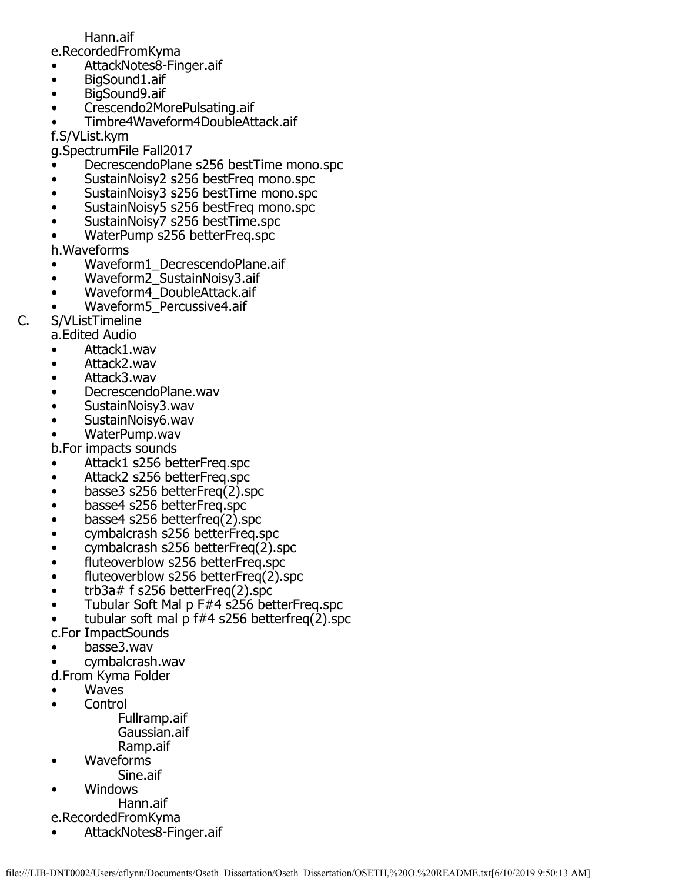Hann.aif

e.RecordedFromKyma

- AttackNotes8-Finger.aif
- BigSound1.aif
- BigSound9.aif
- Crescendo2MorePulsating.aif
- Timbre4Waveform4DoubleAttack.aif

f.S/VList.kym

g.SpectrumFile Fall2017

- DecrescendoPlane s256 bestTime mono.spc
- SustainNoisy2 s256 bestFreq mono.spc
- SustainNoisy3 s256 bestTime mono.spc
- SustainNoisy5 s256 bestFreq mono.spc
- SustainNoisy7 s256 bestTime.spc
- WaterPump s256 betterFreq.spc

h.Waveforms

- Waveform1_DecrescendoPlane.aif
- Waveform2_SustainNoisy3.aif
- Waveform4_DoubleAttack.aif
- Waveform5_Percussive4.aif

C. S/VListTimeline

a.Edited Audio

- Attack1.wav
- Attack2.wav
- Attack3.wav
- DecrescendoPlane.wav
- SustainNoisy3.wav
- SustainNoisy6.wav
- WaterPump.wav

b.For impacts sounds

- Attack1 s256 betterFreq.spc
- Attack2 s256 betterFreq.spc
- basse3 s256 betterFreq(2).spc
- basse4 s256 betterFreq.spc
- basse4 s256 betterfreq(2).spc
- cymbalcrash s256 betterFreq.spc
- cymbalcrash s256 betterFreq(2).spc
- fluteoverblow s256 betterFreq.spc
- fluteoverblow s256 betterFreq(2).spc
- trb3a# f s256 betterFreq(2).spc
- Tubular Soft Mal p F#4 s256 betterFreq.spc
- tubular soft mal p f#4 s256 betterfreq(2).spc

c.For ImpactSounds

- basse3.wav
- cymbalcrash.wav

d.From Kyma Folder

- Waves
- Control
  - Fullramp.aif
  - Gaussian.aif
  - Ramp.aif
- Waveforms
  - Sine.aif
- Windows
  - Hann.aif

e.RecordedFromKyma

- AttackNotes8-Finger.aif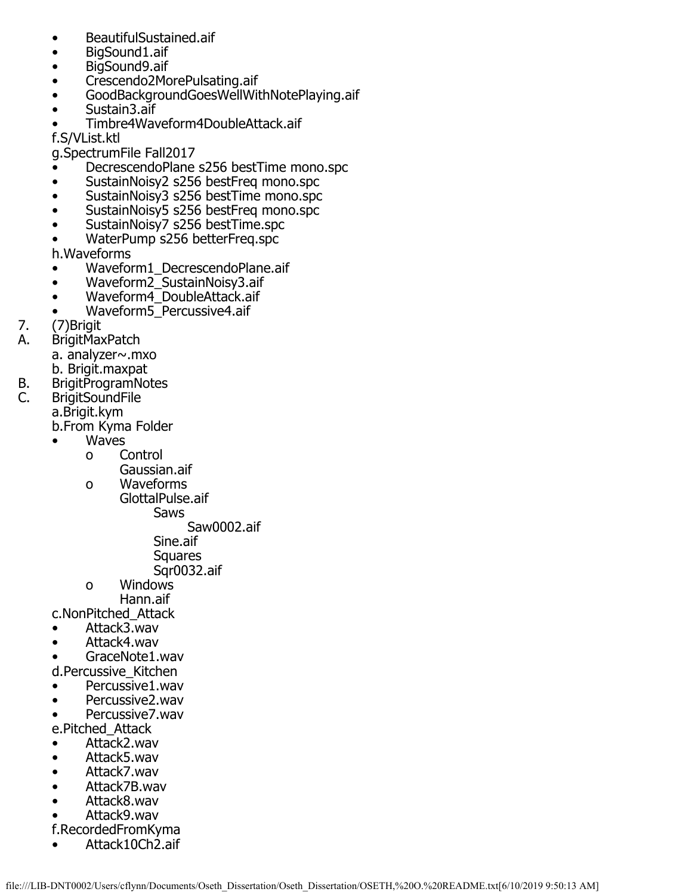- BeautifulSustained.aif
- BigSound1.aif
- BigSound9.aif
- Crescendo2MorePulsating.aif
- GoodBackgroundGoesWellWithNotePlaying.aif
- Sustain3.aif
- Timbre4Waveform4DoubleAttack.aif

f.S/VList.ktl

g.SpectrumFile Fall2017

- DecrescendoPlane s256 bestTime mono.spc
- SustainNoisy2 s256 bestFreq mono.spc
- SustainNoisy3 s256 bestTime mono.spc
- SustainNoisy5 s256 bestFreq mono.spc
- SustainNoisy7 s256 bestTime.spc
- WaterPump s256 betterFreq.spc

h.Waveforms

- Waveform1_DecrescendoPlane.aif
- Waveform2_SustainNoisy3.aif
- Waveform4_DoubleAttack.aif
- Waveform5_Percussive4.aif

7. (7)Brigit

A. BrigitMaxPatch

a. analyzer~.mxo

b. Brigit.maxpat

B. BrigitProgramNotes

C. BrigitSoundFile

a.Brigit.kym

b.From Kyma Folder

- Waves
  - o Control
    Gaussian.aif
  - o Waveforms
    GlottalPulse.aif
    Saws
    Saw0002.aif
    Sine.aif
    Squares
    Sqr0032.aif
  - o Windows
    Hann.aif

c.NonPitched_Attack

- Attack3.wav
- Attack4.wav
- GraceNote1.wav

d.Percussive_Kitchen

- Percussive1.wav
- Percussive2.wav
- Percussive7.wav

e.Pitched_Attack

- Attack2.wav
- Attack5.wav
- Attack7.wav
- Attack7B.wav
- Attack8.wav
- Attack9.wav

f.RecordedFromKyma

- Attack10Ch2.aif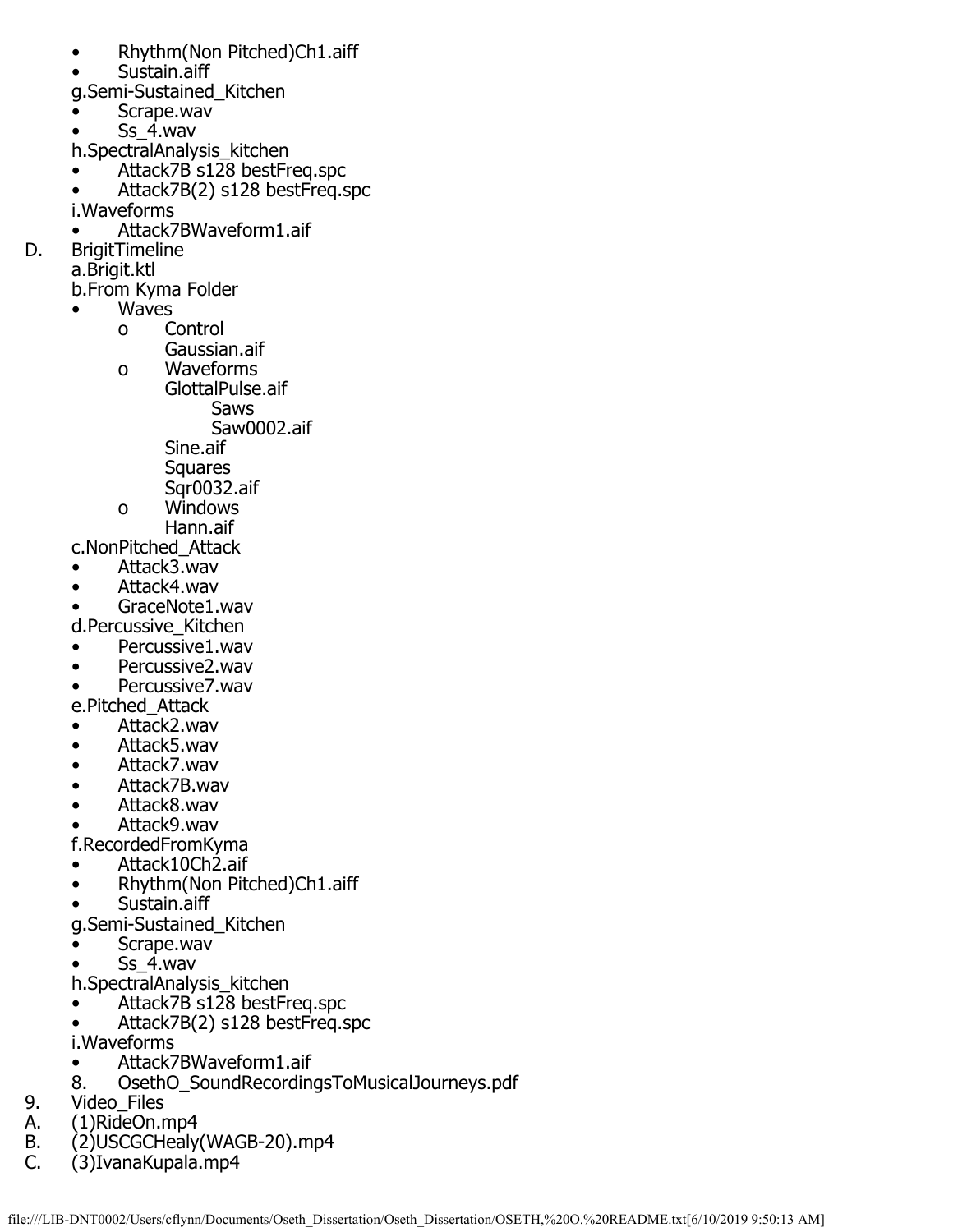- Rhythm(Non Pitched)Ch1.aiff
- Sustain.aiff

g.Semi-Sustained_Kitchen

- Scrape.wav
- Ss_4.wav

h.SpectralAnalysis_kitchen

- Attack7B s128 bestFreq.spc
- Attack7B(2) s128 bestFreq.spc

i.Waveforms

- Attack7BWaveform1.aif

D. BrigitTimeline

a.Brigit.ktl

b.From Kyma Folder

- Waves
  - o Control
    
    Gaussian.aif
  - o Waveforms
    
    GlottalPulse.aif
    
    Saws
    
    Saw0002.aif
    
    Sine.aif
    
    Squares
    
    Sqr0032.aif
  - o Windows
    
    Hann.aif

c.NonPitched_Attack

- Attack3.wav
- Attack4.wav
- GraceNote1.wav

d.Percussive_Kitchen

- Percussive1.wav
- Percussive2.wav
- Percussive7.wav

e.Pitched_Attack

- Attack2.wav
- Attack5.wav
- Attack7.wav
- Attack7B.wav
- Attack8.wav
- Attack9.wav

f.RecordedFromKyma

- Attack10Ch2.aif
- Rhythm(Non Pitched)Ch1.aiff
- Sustain.aiff

g.Semi-Sustained_Kitchen

- Scrape.wav
- Ss_4.wav

h.SpectralAnalysis_kitchen

- Attack7B s128 bestFreq.spc
- Attack7B(2) s128 bestFreq.spc

i.Waveforms

- Attack7BWaveform1.aif

8. OsethO_SoundRecordingsToMusicalJourneys.pdf

9. Video_Files

A. (1)RideOn.mp4

B. (2)USCGCHealy(WAGB-20).mp4

C. (3)IvanaKupala.mp4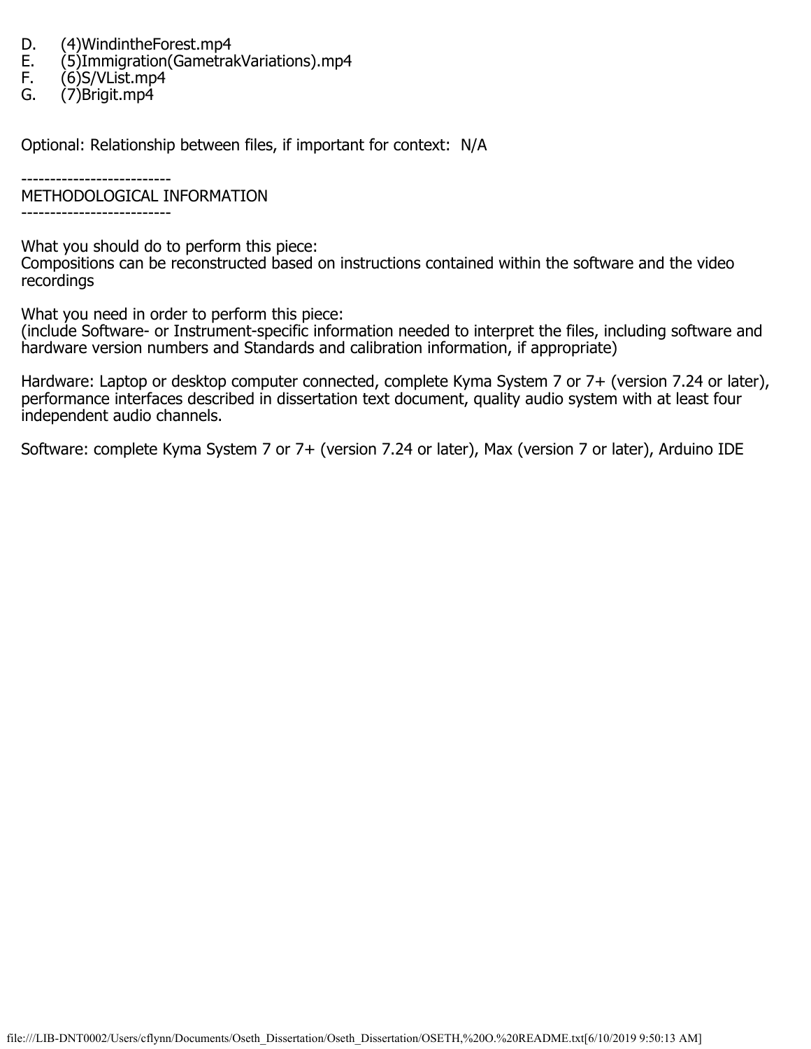D. (4)WindintheForest.mp4
E. (5)Immigration(GametrakVariations).mp4
F. (6)S/VList.mp4
G. (7)Brigit.mp4

Optional: Relationship between files, if important for context: N/A

--------------------------
METHODOLOGICAL INFORMATION
--------------------------

What you should do to perform this piece:
Compositions can be reconstructed based on instructions contained within the software and the video recordings

What you need in order to perform this piece:
(include Software- or Instrument-specific information needed to interpret the files, including software and hardware version numbers and Standards and calibration information, if appropriate)

Hardware: Laptop or desktop computer connected, complete Kyma System 7 or 7+ (version 7.24 or later), performance interfaces described in dissertation text document, quality audio system with at least four independent audio channels.

Software: complete Kyma System 7 or 7+ (version 7.24 or later), Max (version 7 or later), Arduino IDE